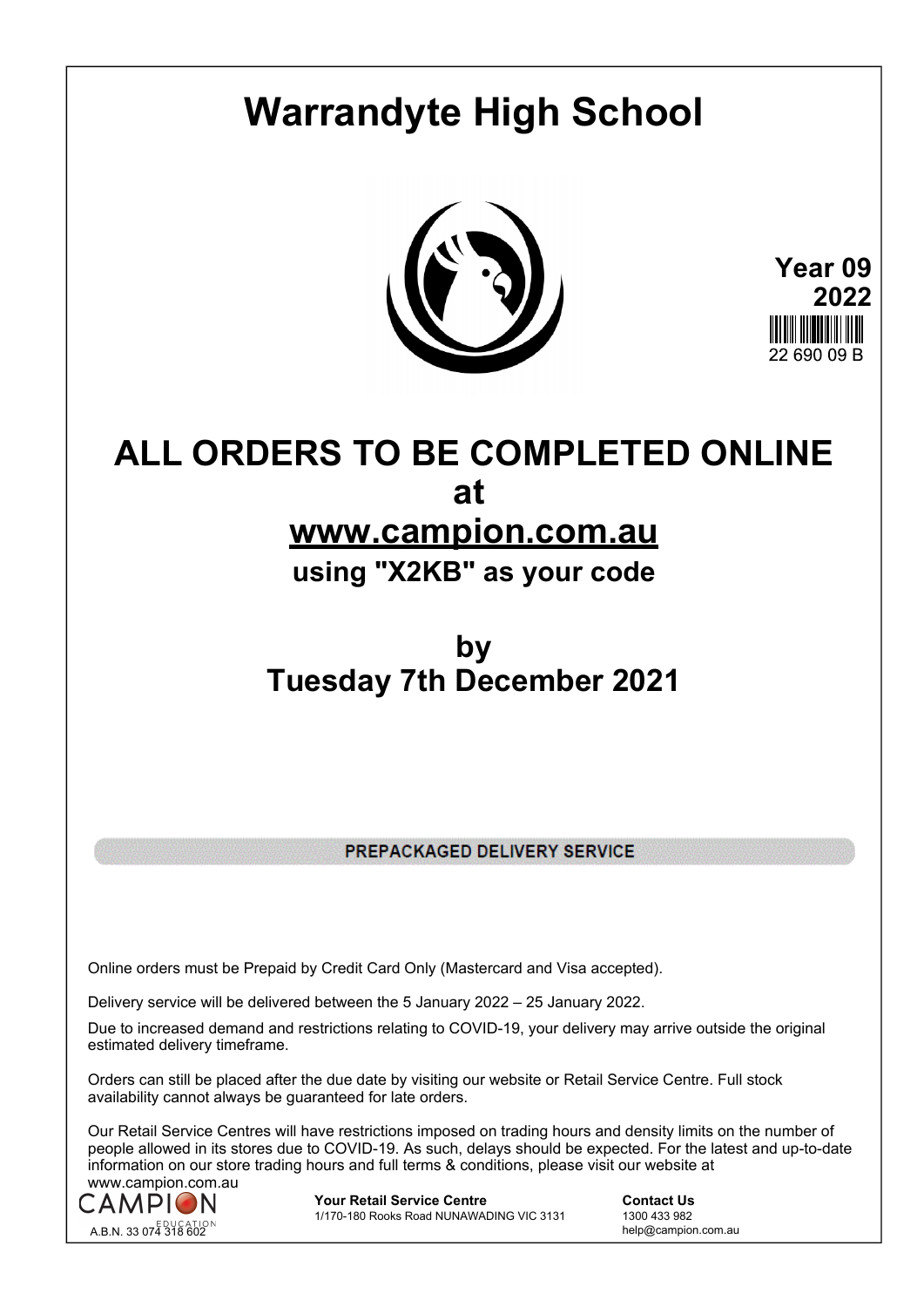# Warrandyte High School

**Year 09**
**2022**

22 690 09 B

# ALL ORDERS TO BE COMPLETED ONLINE
# at
# [www.campion.com.au](http://www.campion.com.au)
## using "X2KB" as your code

# by
# Tuesday 7th December 2021

**PREPACKAGED DELIVERY SERVICE**

Online orders must be Prepaid by Credit Card Only (Mastercard and Visa accepted).

Delivery service will be delivered between the 5 January 2022 – 25 January 2022.

Due to increased demand and restrictions relating to COVID-19, your delivery may arrive outside the original estimated delivery timeframe.

Orders can still be placed after the due date by visiting our website or Retail Service Centre. Full stock availability cannot always be guaranteed for late orders.

Our Retail Service Centres will have restrictions imposed on trading hours and density limits on the number of people allowed in its stores due to COVID-19. As such, delays should be expected. For the latest and up-to-date information on our store trading hours and full terms & conditions, please visit our website at www.campion.com.au

CAMPION EDUCATION
A.B.N. 33 074 318 602

**Your Retail Service Centre**
1/170-180 Rooks Road NUNAWADING VIC 3131

**Contact Us**
1300 433 982
help@campion.com.au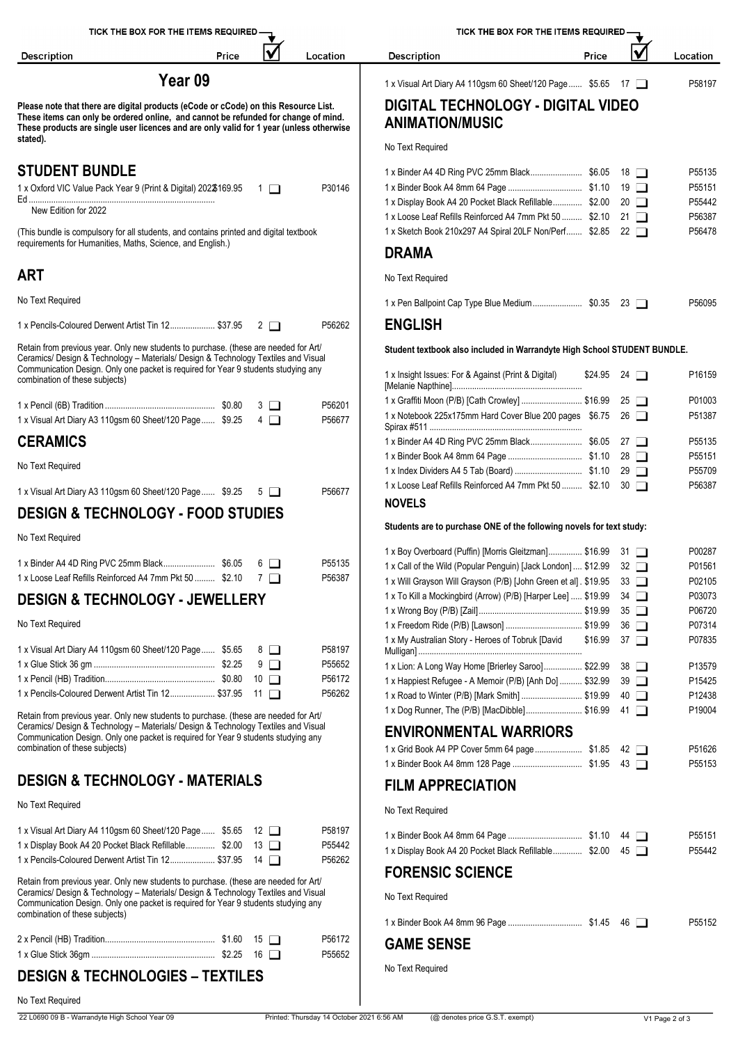## Year 09

**Please note that there are digital products (eCode or cCode) on this Resource List. These items can only be ordered online, and cannot be refunded for change of mind. These products are single user licences and are only valid for 1 year (unless otherwise stated).**

## STUDENT BUNDLE

| Description | Price | ☑ | Location |
|---|---|---|---|
| 1 x Oxford VIC Value Pack Year 9 (Print & Digital) 2022 Ed New Edition for 2022 | $169.95 | 1 ☐ | P30146 |

(This bundle is compulsory for all students, and contains printed and digital textbook requirements for Humanities, Maths, Science, and English.)

## ART

No Text Required

| Description | Price | ☑ | Location |
|---|---|---|---|
| 1 x Pencils-Coloured Derwent Artist Tin 12 | $37.95 | 2 ☐ | P56262 |

Retain from previous year. Only new students to purchase. (these are needed for Art/ Ceramics/ Design & Technology – Materials/ Design & Technology Textiles and Visual Communication Design. Only one packet is required for Year 9 students studying any combination of these subjects)

| Description | Price | ☑ | Location |
|---|---|---|---|
| 1 x Pencil (6B) Tradition | $0.80 | 3 ☐ | P56201 |
| 1 x Visual Art Diary A3 110gsm 60 Sheet/120 Page | $9.25 | 4 ☐ | P56677 |

## CERAMICS

No Text Required

| Description | Price | ☑ | Location |
|---|---|---|---|
| 1 x Visual Art Diary A3 110gsm 60 Sheet/120 Page | $9.25 | 5 ☐ | P56677 |

## DESIGN & TECHNOLOGY - FOOD STUDIES

No Text Required

| Description | Price | ☑ | Location |
|---|---|---|---|
| 1 x Binder A4 4D Ring PVC 25mm Black | $6.05 | 6 ☐ | P55135 |
| 1 x Loose Leaf Refills Reinforced A4 7mm Pkt 50 | $2.10 | 7 ☐ | P56387 |

## DESIGN & TECHNOLOGY - JEWELLERY

No Text Required

| Description | Price | ☑ | Location |
|---|---|---|---|
| 1 x Visual Art Diary A4 110gsm 60 Sheet/120 Page | $5.65 | 8 ☐ | P58197 |
| 1 x Glue Stick 36 gm | $2.25 | 9 ☐ | P55652 |
| 1 x Pencil (HB) Tradition | $0.80 | 10 ☐ | P56172 |
| 1 x Pencils-Coloured Derwent Artist Tin 12 | $37.95 | 11 ☐ | P56262 |

Retain from previous year. Only new students to purchase. (these are needed for Art/ Ceramics/ Design & Technology – Materials/ Design & Technology Textiles and Visual Communication Design. Only one packet is required for Year 9 students studying any combination of these subjects)

## DESIGN & TECHNOLOGY - MATERIALS

No Text Required

| Description | Price | ☑ | Location |
|---|---|---|---|
| 1 x Visual Art Diary A4 110gsm 60 Sheet/120 Page | $5.65 | 12 ☐ | P58197 |
| 1 x Display Book A4 20 Pocket Black Refillable | $2.00 | 13 ☐ | P55442 |
| 1 x Pencils-Coloured Derwent Artist Tin 12 | $37.95 | 14 ☐ | P56262 |

Retain from previous year. Only new students to purchase. (these are needed for Art/ Ceramics/ Design & Technology – Materials/ Design & Technology Textiles and Visual Communication Design. Only one packet is required for Year 9 students studying any combination of these subjects)

| Description | Price | ☑ | Location |
|---|---|---|---|
| 2 x Pencil (HB) Tradition | $1.60 | 15 ☐ | P56172 |
| 1 x Glue Stick 36gm | $2.25 | 16 ☐ | P55652 |

## DESIGN & TECHNOLOGIES – TEXTILES

No Text Required

| Description | Price | ☑ | Location |
|---|---|---|---|
| 1 x Visual Art Diary A4 110gsm 60 Sheet/120 Page | $5.65 | 17 ☐ | P58197 |

## DIGITAL TECHNOLOGY - DIGITAL VIDEO ANIMATION/MUSIC

No Text Required

| Description | Price | ☑ | Location |
|---|---|---|---|
| 1 x Binder A4 4D Ring PVC 25mm Black | $6.05 | 18 ☐ | P55135 |
| 1 x Binder Book A4 8mm 64 Page | $1.10 | 19 ☐ | P55151 |
| 1 x Display Book A4 20 Pocket Black Refillable | $2.00 | 20 ☐ | P55442 |
| 1 x Loose Leaf Refills Reinforced A4 7mm Pkt 50 | $2.10 | 21 ☐ | P56387 |
| 1 x Sketch Book 210x297 A4 Spiral 20LF Non/Perf | $2.85 | 22 ☐ | P56478 |

## DRAMA

No Text Required

| Description | Price | ☑ | Location |
|---|---|---|---|
| 1 x Pen Ballpoint Cap Type Blue Medium | $0.35 | 23 ☐ | P56095 |

## ENGLISH

**Student textbook also included in Warrandyte High School STUDENT BUNDLE.**

| Description | Price | ☑ | Location |
|---|---|---|---|
| 1 x Insight Issues: For & Against (Print & Digital) [Melanie Napthine] | $24.95 | 24 ☐ | P16159 |
| 1 x Graffiti Moon (P/B) [Cath Crowley] | $16.99 | 25 ☐ | P01003 |
| 1 x Notebook 225x175mm Hard Cover Blue 200 pages Spirax #511 | $6.75 | 26 ☐ | P51387 |
| 1 x Binder A4 4D Ring PVC 25mm Black | $6.05 | 27 ☐ | P55135 |
| 1 x Binder Book A4 8mm 64 Page | $1.10 | 28 ☐ | P55151 |
| 1 x Index Dividers A4 5 Tab (Board) | $1.10 | 29 ☐ | P55709 |
| 1 x Loose Leaf Refills Reinforced A4 7mm Pkt 50 | $2.10 | 30 ☐ | P56387 |

### NOVELS

**Students are to purchase ONE of the following novels for text study:**

| Description | Price | ☑ | Location |
|---|---|---|---|
| 1 x Boy Overboard (Puffin) [Morris Gleitzman] | $16.99 | 31 ☐ | P00287 |
| 1 x Call of the Wild (Popular Penguin) [Jack London] | $12.99 | 32 ☐ | P01561 |
| 1 x Will Grayson Will Grayson (P/B) [John Green et al] | $19.95 | 33 ☐ | P02105 |
| 1 x To Kill a Mockingbird (Arrow) (P/B) [Harper Lee] | $19.99 | 34 ☐ | P03073 |
| 1 x Wrong Boy (P/B) [Zail] | $19.99 | 35 ☐ | P06720 |
| 1 x Freedom Ride (P/B) [Lawson] | $19.99 | 36 ☐ | P07314 |
| 1 x My Australian Story - Heroes of Tobruk [David Mulligan] | $16.99 | 37 ☐ | P07835 |
| 1 x Lion: A Long Way Home [Brierley Saroo] | $22.99 | 38 ☐ | P13579 |
| 1 x Happiest Refugee - A Memoir (P/B) [Anh Do] | $32.99 | 39 ☐ | P15425 |
| 1 x Road to Winter (P/B) [Mark Smith] | $19.99 | 40 ☐ | P12438 |
| 1 x Dog Runner, The (P/B) [MacDibble] | $16.99 | 41 ☐ | P19004 |

## ENVIRONMENTAL WARRIORS

| Description | Price | ☑ | Location |
|---|---|---|---|
| 1 x Grid Book A4 PP Cover 5mm 64 page | $1.85 | 42 ☐ | P51626 |
| 1 x Binder Book A4 8mm 128 Page | $1.95 | 43 ☐ | P55153 |

## FILM APPRECIATION

No Text Required

| Description | Price | ☑ | Location |
|---|---|---|---|
| 1 x Binder Book A4 8mm 64 Page | $1.10 | 44 ☐ | P55151 |
| 1 x Display Book A4 20 Pocket Black Refillable | $2.00 | 45 ☐ | P55442 |

## FORENSIC SCIENCE

No Text Required

| Description | Price | ☑ | Location |
|---|---|---|---|
| 1 x Binder Book A4 8mm 96 Page | $1.45 | 46 ☐ | P55152 |

## GAME SENSE

No Text Required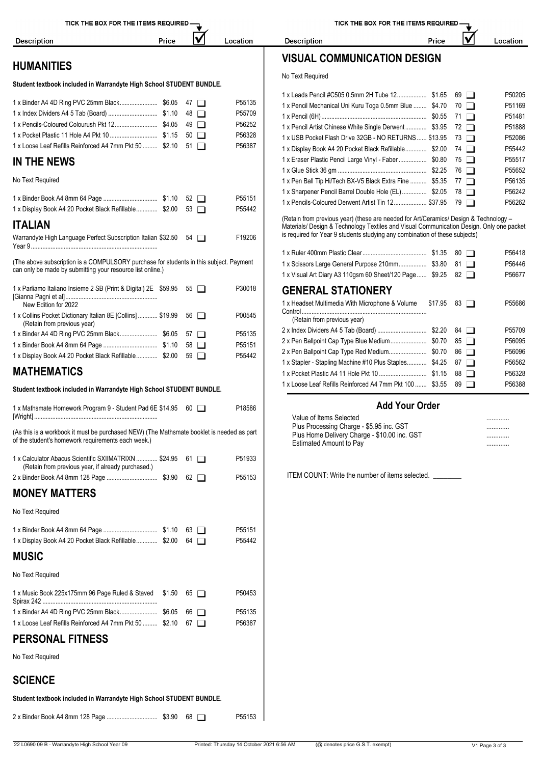## HUMANITIES

**Student textbook included in Warrandyte High School STUDENT BUNDLE.**

| Description | Price | ☑ | Location |
|---|---|---|---|
| 1 x Binder A4 4D Ring PVC 25mm Black | $6.05 | 47 ☐ | P55135 |
| 1 x Index Dividers A4 5 Tab (Board) | $1.10 | 48 ☐ | P55709 |
| 1 x Pencils-Coloured Colourush Pkt 12 | $4.05 | 49 ☐ | P56252 |
| 1 x Pocket Plastic 11 Hole A4 Pkt 10 | $1.15 | 50 ☐ | P56328 |
| 1 x Loose Leaf Refills Reinforced A4 7mm Pkt 50 | $2.10 | 51 ☐ | P56387 |

## IN THE NEWS

No Text Required

| Description | Price | ☑ | Location |
|---|---|---|---|
| 1 x Binder Book A4 8mm 64 Page | $1.10 | 52 ☐ | P55151 |
| 1 x Display Book A4 20 Pocket Black Refillable | $2.00 | 53 ☐ | P55442 |

## ITALIAN

| Description | Price | ☑ | Location |
|---|---|---|---|
| Warrandyte High Language Perfect Subscription Italian Year 9 | $32.50 | 54 ☐ | F19206 |

(The above subscription is a COMPULSORY purchase for students in this subject. Payment can only be made by submitting your resource list online.)

| Description | Price | ☑ | Location |
|---|---|---|---|
| 1 x Parliamo Italiano Insieme 2 SB (Print & Digital) 2E [Gianna Pagni et al] New Edition for 2022 | $59.95 | 55 ☐ | P30018 |
| 1 x Collins Pocket Dictionary Italian 8E [Collins] (Retain from previous year) | $19.99 | 56 ☐ | P00545 |
| 1 x Binder A4 4D Ring PVC 25mm Black | $6.05 | 57 ☐ | P55135 |
| 1 x Binder Book A4 8mm 64 Page | $1.10 | 58 ☐ | P55151 |
| 1 x Display Book A4 20 Pocket Black Refillable | $2.00 | 59 ☐ | P55442 |

## MATHEMATICS

**Student textbook included in Warrandyte High School STUDENT BUNDLE.**

| Description | Price | ☑ | Location |
|---|---|---|---|
| 1 x Mathsmate Homework Program 9 - Student Pad 6E [Wright] | $14.95 | 60 ☐ | P18586 |

(As this is a workbook it must be purchased NEW) (The Mathsmate booklet is needed as part of the student's homework requirements each week.)

| Description | Price | ☑ | Location |
|---|---|---|---|
| 1 x Calculator Abacus Scientific SXIIMATRIXN (Retain from previous year, if already purchased.) | $24.95 | 61 ☐ | P51933 |
| 2 x Binder Book A4 8mm 128 Page | $3.90 | 62 ☐ | P55153 |

## MONEY MATTERS

No Text Required

| Description | Price | ☑ | Location |
|---|---|---|---|
| 1 x Binder Book A4 8mm 64 Page | $1.10 | 63 ☐ | P55151 |
| 1 x Display Book A4 20 Pocket Black Refillable | $2.00 | 64 ☐ | P55442 |

## MUSIC

No Text Required

| Description | Price | ☑ | Location |
|---|---|---|---|
| 1 x Music Book 225x175mm 96 Page Ruled & Staved Spirax 242 | $1.50 | 65 ☐ | P50453 |
| 1 x Binder A4 4D Ring PVC 25mm Black | $6.05 | 66 ☐ | P55135 |
| 1 x Loose Leaf Refills Reinforced A4 7mm Pkt 50 | $2.10 | 67 ☐ | P56387 |

## PERSONAL FITNESS

No Text Required

## SCIENCE

**Student textbook included in Warrandyte High School STUDENT BUNDLE.**

| Description | Price | ☑ | Location |
|---|---|---|---|
| 2 x Binder Book A4 8mm 128 Page | $3.90 | 68 ☐ | P55153 |

## VISUAL COMMUNICATION DESIGN

No Text Required

| Description | Price | ☑ | Location |
|---|---|---|---|
| 1 x Leads Pencil #C505 0.5mm 2H Tube 12 | $1.65 | 69 ☐ | P50205 |
| 1 x Pencil Mechanical Uni Kuru Toga 0.5mm Blue | $4.70 | 70 ☐ | P51169 |
| 1 x Pencil (6H) | $0.55 | 71 ☐ | P51481 |
| 1 x Pencil Artist Chinese White Single Derwent | $3.95 | 72 ☐ | P51888 |
| 1 x USB Pocket Flash Drive 32GB - NO RETURNS | $13.95 | 73 ☐ | P52086 |
| 1 x Display Book A4 20 Pocket Black Refillable | $2.00 | 74 ☐ | P55442 |
| 1 x Eraser Plastic Pencil Large Vinyl - Faber | $0.80 | 75 ☐ | P55517 |
| 1 x Glue Stick 36 gm | $2.25 | 76 ☐ | P55652 |
| 1 x Pen Ball Tip Hi/Tech BX-V5 Black Extra Fine | $5.35 | 77 ☐ | P56135 |
| 1 x Sharpener Pencil Barrel Double Hole (EL) | $2.05 | 78 ☐ | P56242 |
| 1 x Pencils-Coloured Derwent Artist Tin 12 | $37.95 | 79 ☐ | P56262 |

(Retain from previous year) (these are needed for Art/Ceramics/ Design & Technology – Materials/ Design & Technology Textiles and Visual Communication Design. Only one packet is required for Year 9 students studying any combination of these subjects)

| Description | Price | ☑ | Location |
|---|---|---|---|
| 1 x Ruler 400mm Plastic Clear | $1.35 | 80 ☐ | P56418 |
| 1 x Scissors Large General Purpose 210mm | $3.80 | 81 ☐ | P56446 |
| 1 x Visual Art Diary A3 110gsm 60 Sheet/120 Page | $9.25 | 82 ☐ | P56677 |

## GENERAL STATIONERY

| Description | Price | ☑ | Location |
|---|---|---|---|
| 1 x Headset Multimedia With Microphone & Volume Control (Retain from previous year) | $17.95 | 83 ☐ | P55686 |
| 2 x Index Dividers A4 5 Tab (Board) | $2.20 | 84 ☐ | P55709 |
| 2 x Pen Ballpoint Cap Type Blue Medium | $0.70 | 85 ☐ | P56095 |
| 2 x Pen Ballpoint Cap Type Red Medium | $0.70 | 86 ☐ | P56096 |
| 1 x Stapler - Stapling Machine #10 Plus Staples | $4.25 | 87 ☐ | P56562 |
| 1 x Pocket Plastic A4 11 Hole Pkt 10 | $1.15 | 88 ☐ | P56328 |
| 1 x Loose Leaf Refills Reinforced A4 7mm Pkt 100 | $3.55 | 89 ☐ | P56388 |

## Add Your Order

| | |
|---|---|
| Value of Items Selected | ............ |
| Plus Processing Charge - $5.95 inc. GST | ............ |
| Plus Home Delivery Charge - $10.00 inc. GST | ............ |
| Estimated Amount to Pay | ............ |

ITEM COUNT: Write the number of items selected. ________

22 L0690 09 B - Warrandyte High School Year 09 — Printed: Thursday 14 October 2021 6:56 AM — (@ denotes price G.S.T. exempt)